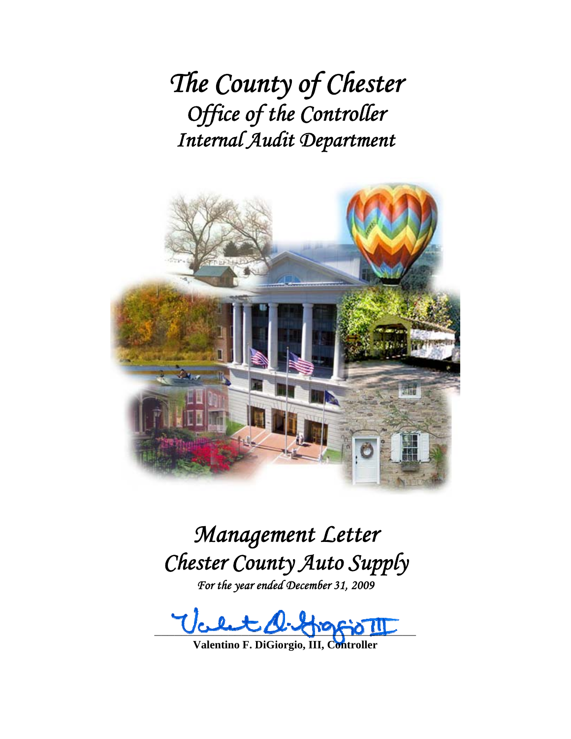# *The County of Chester*
## *Office of the Controller*
## *Internal Audit Department*

# *Management Letter*
# *Chester County Auto Supply*

*For the year ended December 31, 2009*

**Valentino F. DiGiorgio, III, Controller**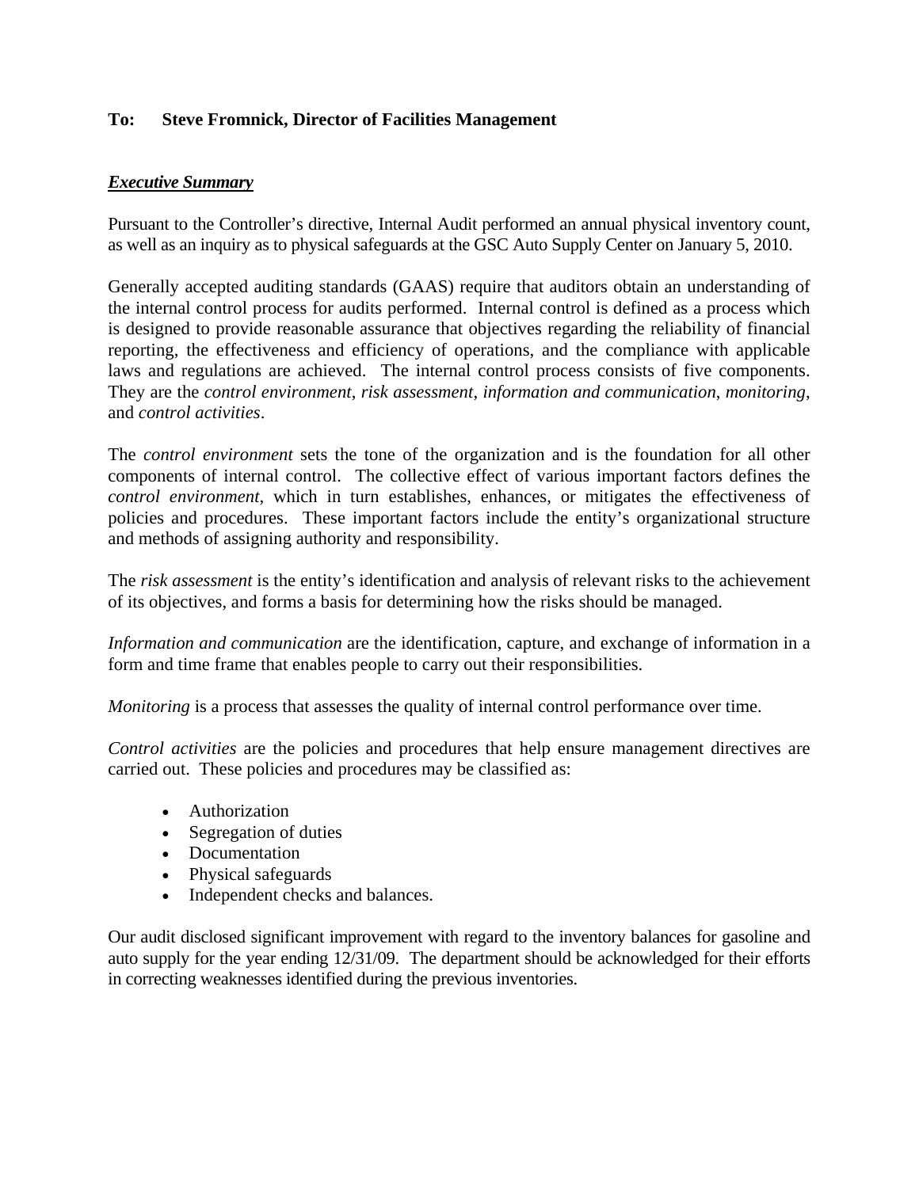**To: Steve Fromnick, Director of Facilities Management**

***Executive Summary***

Pursuant to the Controller's directive, Internal Audit performed an annual physical inventory count, as well as an inquiry as to physical safeguards at the GSC Auto Supply Center on January 5, 2010.

Generally accepted auditing standards (GAAS) require that auditors obtain an understanding of the internal control process for audits performed. Internal control is defined as a process which is designed to provide reasonable assurance that objectives regarding the reliability of financial reporting, the effectiveness and efficiency of operations, and the compliance with applicable laws and regulations are achieved. The internal control process consists of five components. They are the *control environment*, *risk assessment*, *information and communication*, *monitoring*, and *control activities*.

The *control environment* sets the tone of the organization and is the foundation for all other components of internal control. The collective effect of various important factors defines the *control environment*, which in turn establishes, enhances, or mitigates the effectiveness of policies and procedures. These important factors include the entity's organizational structure and methods of assigning authority and responsibility.

The *risk assessment* is the entity's identification and analysis of relevant risks to the achievement of its objectives, and forms a basis for determining how the risks should be managed.

*Information and communication* are the identification, capture, and exchange of information in a form and time frame that enables people to carry out their responsibilities.

*Monitoring* is a process that assesses the quality of internal control performance over time.

*Control activities* are the policies and procedures that help ensure management directives are carried out. These policies and procedures may be classified as:

- Authorization
- Segregation of duties
- Documentation
- Physical safeguards
- Independent checks and balances.

Our audit disclosed significant improvement with regard to the inventory balances for gasoline and auto supply for the year ending 12/31/09. The department should be acknowledged for their efforts in correcting weaknesses identified during the previous inventories.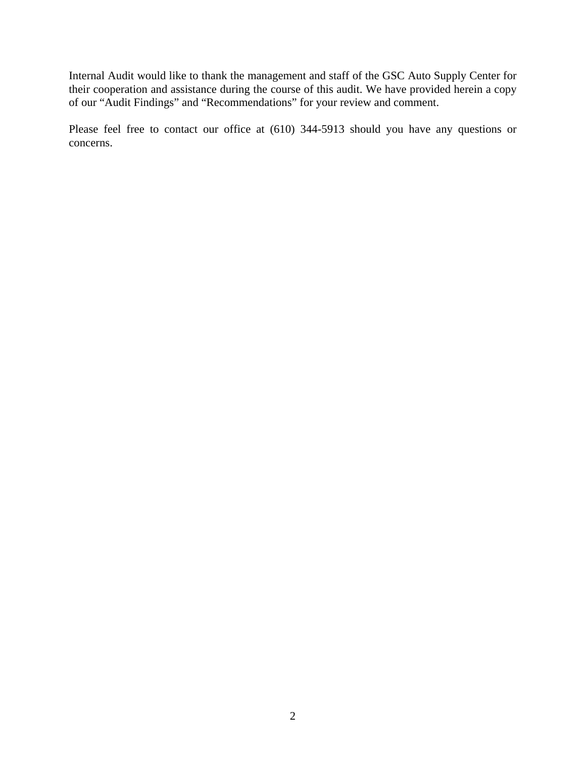Internal Audit would like to thank the management and staff of the GSC Auto Supply Center for their cooperation and assistance during the course of this audit. We have provided herein a copy of our "Audit Findings" and "Recommendations" for your review and comment.

Please feel free to contact our office at (610) 344-5913 should you have any questions or concerns.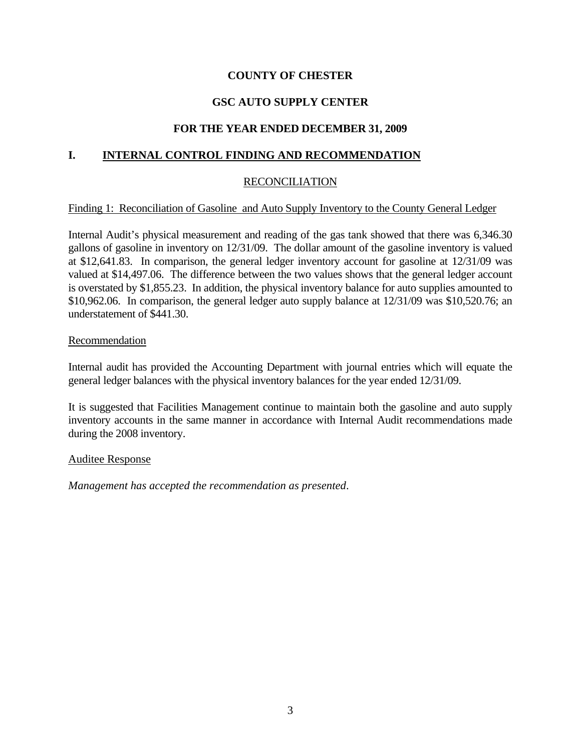**COUNTY OF CHESTER**

**GSC AUTO SUPPLY CENTER**

**FOR THE YEAR ENDED DECEMBER 31, 2009**

## I. INTERNAL CONTROL FINDING AND RECOMMENDATION

### RECONCILIATION

Finding 1: Reconciliation of Gasoline and Auto Supply Inventory to the County General Ledger

Internal Audit's physical measurement and reading of the gas tank showed that there was 6,346.30 gallons of gasoline in inventory on 12/31/09. The dollar amount of the gasoline inventory is valued at $12,641.83. In comparison, the general ledger inventory account for gasoline at 12/31/09 was valued at $14,497.06. The difference between the two values shows that the general ledger account is overstated by $1,855.23. In addition, the physical inventory balance for auto supplies amounted to $10,962.06. In comparison, the general ledger auto supply balance at 12/31/09 was $10,520.76; an understatement of $441.30.

Recommendation

Internal audit has provided the Accounting Department with journal entries which will equate the general ledger balances with the physical inventory balances for the year ended 12/31/09.

It is suggested that Facilities Management continue to maintain both the gasoline and auto supply inventory accounts in the same manner in accordance with Internal Audit recommendations made during the 2008 inventory.

Auditee Response

*Management has accepted the recommendation as presented*.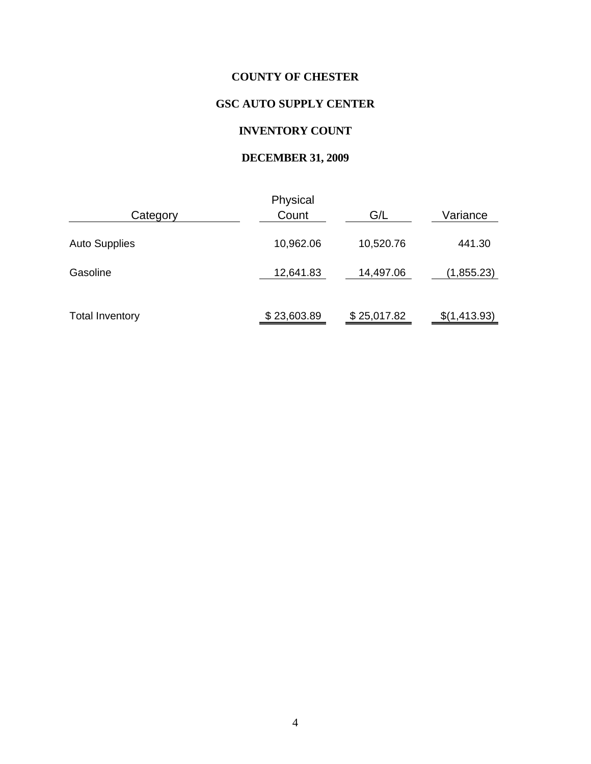**COUNTY OF CHESTER**

**GSC AUTO SUPPLY CENTER**

**INVENTORY COUNT**

**DECEMBER 31, 2009**

| Category | Physical Count | G/L | Variance |
|---|---|---|---|
| Auto Supplies | 10,962.06 | 10,520.76 | 441.30 |
| Gasoline | 12,641.83 | 14,497.06 | (1,855.23) |
| Total Inventory | $ 23,603.89 | $ 25,017.82 | $(1,413.93) |